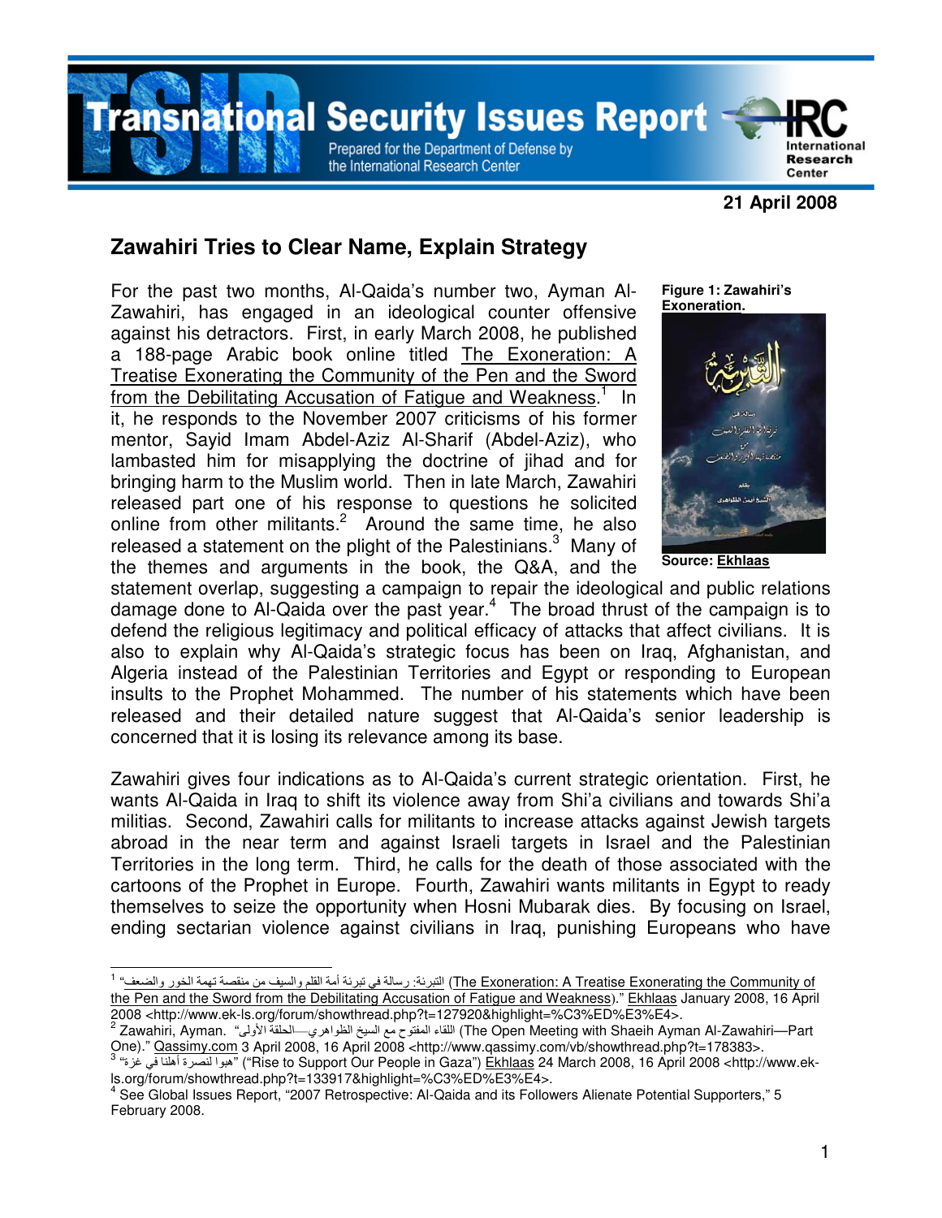# Transnational Security Issues Report

Prepared for the Department of Defense by the International Research Center

**21 April 2008**

## Zawahiri Tries to Clear Name, Explain Strategy

**Figure 1: Zawahiri's Exoneration.**

**Source:** Ekhlaas

For the past two months, Al-Qaida's number two, Ayman Al-Zawahiri, has engaged in an ideological counter offensive against his detractors. First, in early March 2008, he published a 188-page Arabic book online titled The Exoneration: A Treatise Exonerating the Community of the Pen and the Sword from the Debilitating Accusation of Fatigue and Weakness.[1] In it, he responds to the November 2007 criticisms of his former mentor, Sayid Imam Abdel-Aziz Al-Sharif (Abdel-Aziz), who lambasted him for misapplying the doctrine of jihad and for bringing harm to the Muslim world. Then in late March, Zawahiri released part one of his response to questions he solicited online from other militants.[2] Around the same time, he also released a statement on the plight of the Palestinians.[3] Many of the themes and arguments in the book, the Q&A, and the statement overlap, suggesting a campaign to repair the ideological and public relations damage done to Al-Qaida over the past year.[4] The broad thrust of the campaign is to defend the religious legitimacy and political efficacy of attacks that affect civilians. It is also to explain why Al-Qaida's strategic focus has been on Iraq, Afghanistan, and Algeria instead of the Palestinian Territories and Egypt or responding to European insults to the Prophet Mohammed. The number of his statements which have been released and their detailed nature suggest that Al-Qaida's senior leadership is concerned that it is losing its relevance among its base.

Zawahiri gives four indications as to Al-Qaida's current strategic orientation. First, he wants Al-Qaida in Iraq to shift its violence away from Shi'a civilians and towards Shi'a militias. Second, Zawahiri calls for militants to increase attacks against Jewish targets abroad in the near term and against Israeli targets in Israel and the Palestinian Territories in the long term. Third, he calls for the death of those associated with the cartoons of the Prophet in Europe. Fourth, Zawahiri wants militants in Egypt to ready themselves to seize the opportunity when Hosni Mubarak dies. By focusing on Israel, ending sectarian violence against civilians in Iraq, punishing Europeans who have

---

[1] "التبرئة: رسالة في تبرئة أمة القلم والسيف من منقصة تهمة الخور والضعف" (The Exoneration: A Treatise Exonerating the Community of the Pen and the Sword from the Debilitating Accusation of Fatigue and Weakness)." Ekhlaas January 2008, 16 April 2008 <http://www.ek-ls.org/forum/showthread.php?t=127920&highlight=%C3%ED%E3%E4>.

[2] Zawahiri, Ayman. "اللقاء المفتوح مع الشيخ الظواهري—الحلقة الأولى" (The Open Meeting with Shaeih Ayman Al-Zawahiri—Part One)." Qassimy.com 3 April 2008, 16 April 2008 <http://www.qassimy.com/vb/showthread.php?t=178383>.

[3] "هبوا لنصرة أهلنا في غزة" ("Rise to Support Our People in Gaza") Ekhlaas 24 March 2008, 16 April 2008 <http://www.ek-ls.org/forum/showthread.php?t=133917&highlight=%C3%ED%E3%E4>.

[4] See Global Issues Report, "2007 Retrospective: Al-Qaida and its Followers Alienate Potential Supporters," 5 February 2008.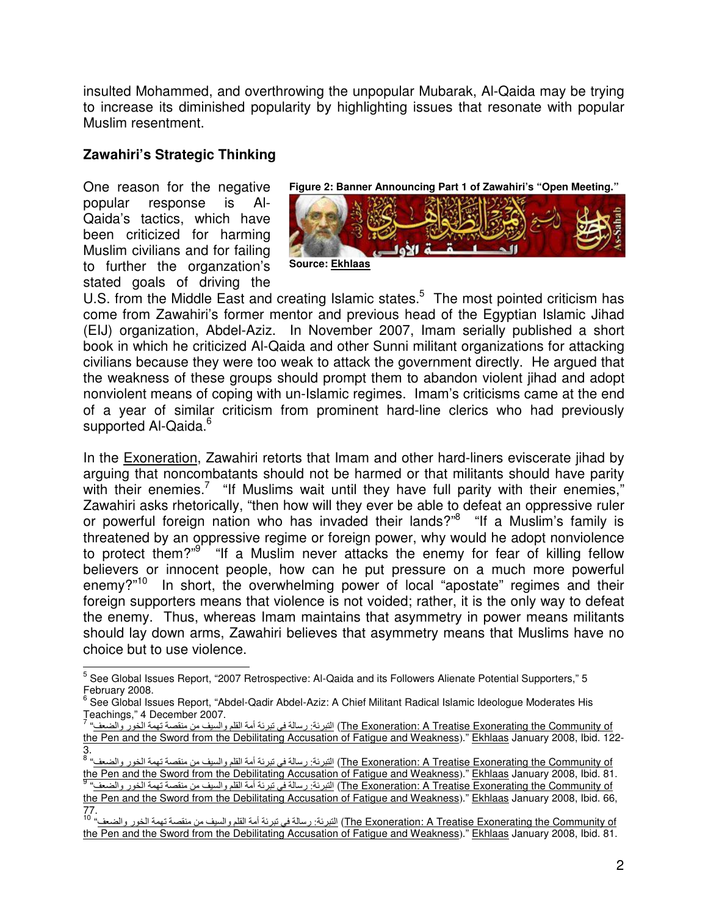insulted Mohammed, and overthrowing the unpopular Mubarak, Al-Qaida may be trying to increase its diminished popularity by highlighting issues that resonate with popular Muslim resentment.

## Zawahiri's Strategic Thinking

**Figure 2: Banner Announcing Part 1 of Zawahiri's "Open Meeting."**

**Source: Ekhlaas**

One reason for the negative popular response is Al-Qaida's tactics, which have been criticized for harming Muslim civilians and for failing to further the organzation's stated goals of driving the U.S. from the Middle East and creating Islamic states.[5] The most pointed criticism has come from Zawahiri's former mentor and previous head of the Egyptian Islamic Jihad (EIJ) organization, Abdel-Aziz. In November 2007, Imam serially published a short book in which he criticized Al-Qaida and other Sunni militant organizations for attacking civilians because they were too weak to attack the government directly. He argued that the weakness of these groups should prompt them to abandon violent jihad and adopt nonviolent means of coping with un-Islamic regimes. Imam's criticisms came at the end of a year of similar criticism from prominent hard-line clerics who had previously supported Al-Qaida.[6]

In the Exoneration, Zawahiri retorts that Imam and other hard-liners eviscerate jihad by arguing that noncombatants should not be harmed or that militants should have parity with their enemies.[7] "If Muslims wait until they have full parity with their enemies," Zawahiri asks rhetorically, "then how will they ever be able to defeat an oppressive ruler or powerful foreign nation who has invaded their lands?"[8] "If a Muslim's family is threatened by an oppressive regime or foreign power, why would he adopt nonviolence to protect them?"[9] "If a Muslim never attacks the enemy for fear of killing fellow believers or innocent people, how can he put pressure on a much more powerful enemy?"[10] In short, the overwhelming power of local "apostate" regimes and their foreign supporters means that violence is not voided; rather, it is the only way to defeat the enemy. Thus, whereas Imam maintains that asymmetry in power means militants should lay down arms, Zawahiri believes that asymmetry means that Muslims have no choice but to use violence.

---

[5] See Global Issues Report, "2007 Retrospective: Al-Qaida and its Followers Alienate Potential Supporters," 5 February 2008.

[6] See Global Issues Report, "Abdel-Qadir Abdel-Aziz: A Chief Militant Radical Islamic Ideologue Moderates His Teachings," 4 December 2007.

[7] "التبرئة: رسالة في تبرئة أمة القلم والسيف من منقصة تهمة الخور والضعف (The Exoneration: A Treatise Exonerating the Community of the Pen and the Sword from the Debilitating Accusation of Fatigue and Weakness)." Ekhlaas January 2008, Ibid. 122-3.

[8] "التبرئة: رسالة في تبرئة أمة القلم والسيف من منقصة تهمة الخور والضعف (The Exoneration: A Treatise Exonerating the Community of the Pen and the Sword from the Debilitating Accusation of Fatigue and Weakness)." Ekhlaas January 2008, Ibid. 81.

[9] "التبرئة: رسالة في تبرئة أمة القلم والسيف من منقصة تهمة الخور والضعف (The Exoneration: A Treatise Exonerating the Community of the Pen and the Sword from the Debilitating Accusation of Fatigue and Weakness)." Ekhlaas January 2008, Ibid. 66, 77.

[10] "التبرئة: رسالة في تبرئة أمة القلم والسيف من منقصة تهمة الخور والضعف (The Exoneration: A Treatise Exonerating the Community of the Pen and the Sword from the Debilitating Accusation of Fatigue and Weakness)." Ekhlaas January 2008, Ibid. 81.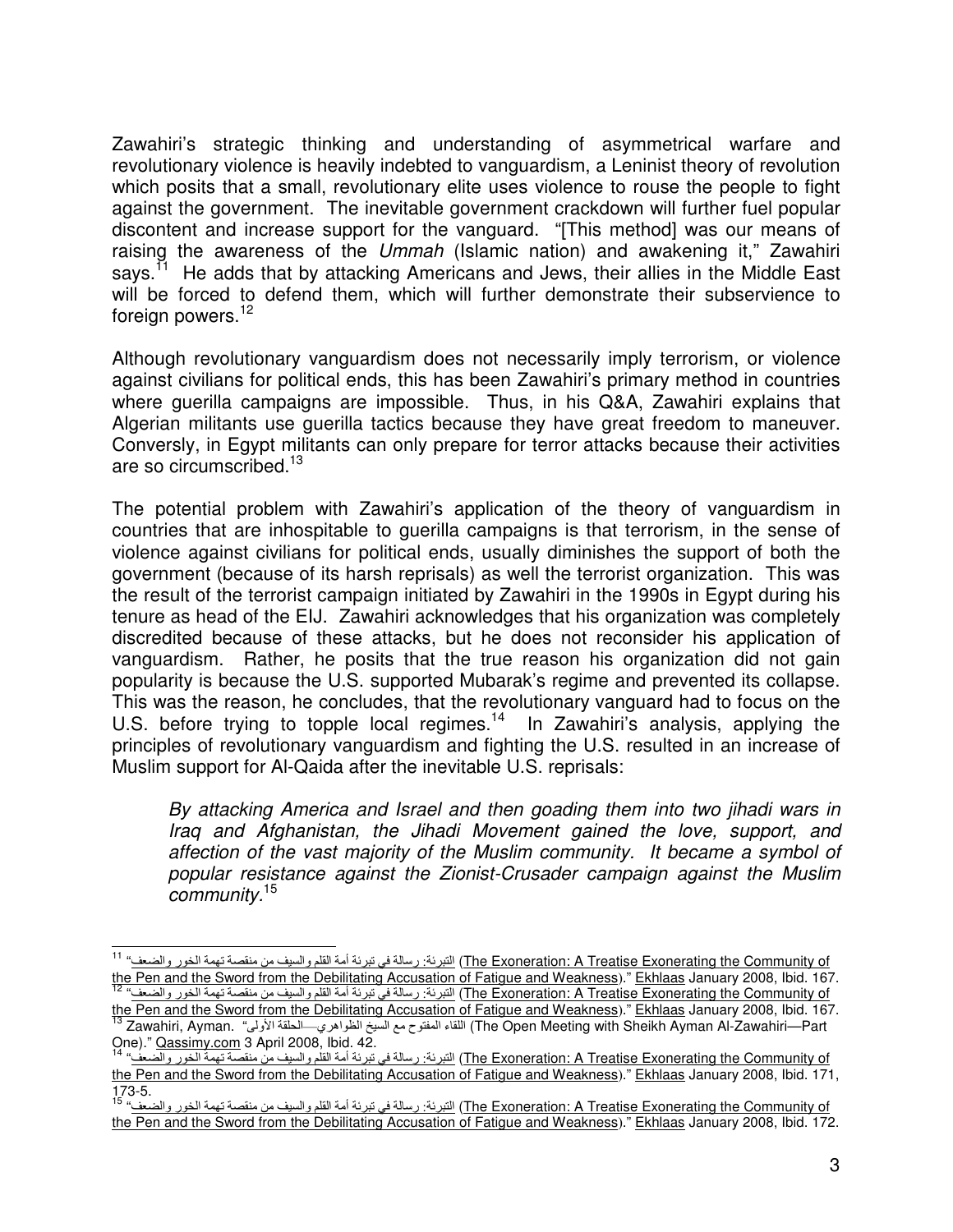Zawahiri's strategic thinking and understanding of asymmetrical warfare and revolutionary violence is heavily indebted to vanguardism, a Leninist theory of revolution which posits that a small, revolutionary elite uses violence to rouse the people to fight against the government. The inevitable government crackdown will further fuel popular discontent and increase support for the vanguard. "[This method] was our means of raising the awareness of the *Ummah* (Islamic nation) and awakening it," Zawahiri says.[11] He adds that by attacking Americans and Jews, their allies in the Middle East will be forced to defend them, which will further demonstrate their subservience to foreign powers.[12]

Although revolutionary vanguardism does not necessarily imply terrorism, or violence against civilians for political ends, this has been Zawahiri's primary method in countries where guerilla campaigns are impossible. Thus, in his Q&A, Zawahiri explains that Algerian militants use guerilla tactics because they have great freedom to maneuver. Conversly, in Egypt militants can only prepare for terror attacks because their activities are so circumscribed.[13]

The potential problem with Zawahiri's application of the theory of vanguardism in countries that are inhospitable to guerilla campaigns is that terrorism, in the sense of violence against civilians for political ends, usually diminishes the support of both the government (because of its harsh reprisals) as well the terrorist organization. This was the result of the terrorist campaign initiated by Zawahiri in the 1990s in Egypt during his tenure as head of the EIJ. Zawahiri acknowledges that his organization was completely discredited because of these attacks, but he does not reconsider his application of vanguardism. Rather, he posits that the true reason his organization did not gain popularity is because the U.S. supported Mubarak's regime and prevented its collapse. This was the reason, he concludes, that the revolutionary vanguard had to focus on the U.S. before trying to topple local regimes.[14] In Zawahiri's analysis, applying the principles of revolutionary vanguardism and fighting the U.S. resulted in an increase of Muslim support for Al-Qaida after the inevitable U.S. reprisals:

> *By attacking America and Israel and then goading them into two jihadi wars in Iraq and Afghanistan, the Jihadi Movement gained the love, support, and affection of the vast majority of the Muslim community. It became a symbol of popular resistance against the Zionist-Crusader campaign against the Muslim community.*[15]

---

[11] "التبرئة: رسالة في تبرئة أمة القلم والسيف من منقصة تهمة الخور والضعف (The Exoneration: A Treatise Exonerating the Community of the Pen and the Sword from the Debilitating Accusation of Fatigue and Weakness)." Ekhlaas January 2008, Ibid. 167.

[12] "التبرئة: رسالة في تبرئة أمة القلم والسيف من منقصة تهمة الخور والضعف (The Exoneration: A Treatise Exonerating the Community of the Pen and the Sword from the Debilitating Accusation of Fatigue and Weakness)." Ekhlaas January 2008, Ibid. 167.

[13] Zawahiri, Ayman. "اللقاء المفتوح مع الشيخ الظواهري—الحلقة الأولى (The Open Meeting with Sheikh Ayman Al-Zawahiri—Part One)." Qassimy.com 3 April 2008, Ibid. 42.

[14] "التبرئة: رسالة في تبرئة أمة القلم والسيف من منقصة تهمة الخور والضعف (The Exoneration: A Treatise Exonerating the Community of the Pen and the Sword from the Debilitating Accusation of Fatigue and Weakness)." Ekhlaas January 2008, Ibid. 171, 173-5.

[15] "التبرئة: رسالة في تبرئة أمة القلم والسيف من منقصة تهمة الخور والضعف (The Exoneration: A Treatise Exonerating the Community of the Pen and the Sword from the Debilitating Accusation of Fatigue and Weakness)." Ekhlaas January 2008, Ibid. 172.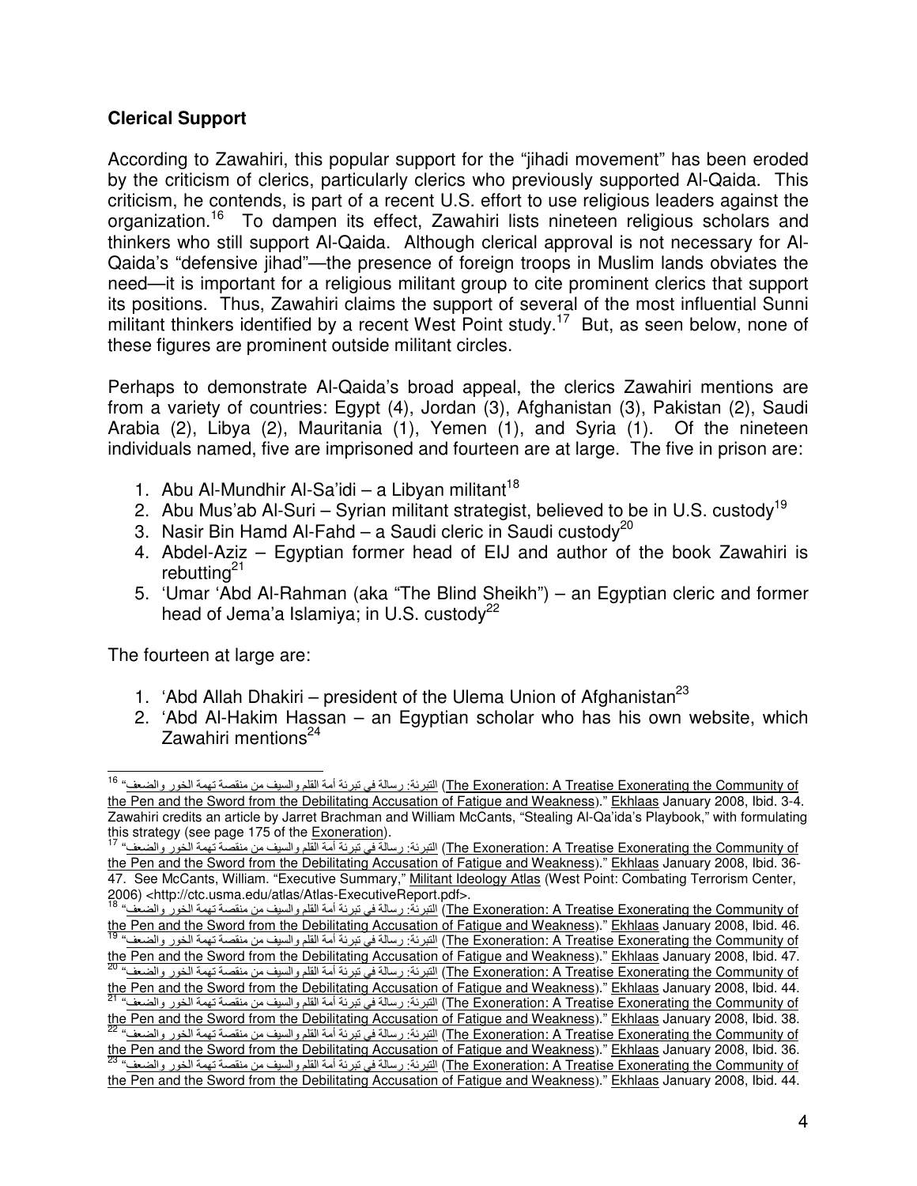### Clerical Support

According to Zawahiri, this popular support for the "jihadi movement" has been eroded by the criticism of clerics, particularly clerics who previously supported Al-Qaida. This criticism, he contends, is part of a recent U.S. effort to use religious leaders against the organization.[16] To dampen its effect, Zawahiri lists nineteen religious scholars and thinkers who still support Al-Qaida. Although clerical approval is not necessary for Al-Qaida's "defensive jihad"—the presence of foreign troops in Muslim lands obviates the need—it is important for a religious militant group to cite prominent clerics that support its positions. Thus, Zawahiri claims the support of several of the most influential Sunni militant thinkers identified by a recent West Point study.[17] But, as seen below, none of these figures are prominent outside militant circles.

Perhaps to demonstrate Al-Qaida's broad appeal, the clerics Zawahiri mentions are from a variety of countries: Egypt (4), Jordan (3), Afghanistan (3), Pakistan (2), Saudi Arabia (2), Libya (2), Mauritania (1), Yemen (1), and Syria (1). Of the nineteen individuals named, five are imprisoned and fourteen are at large. The five in prison are:

1. Abu Al-Mundhir Al-Sa'idi – a Libyan militant[18]
2. Abu Mus'ab Al-Suri – Syrian militant strategist, believed to be in U.S. custody[19]
3. Nasir Bin Hamd Al-Fahd – a Saudi cleric in Saudi custody[20]
4. Abdel-Aziz – Egyptian former head of EIJ and author of the book Zawahiri is rebutting[21]
5. 'Umar 'Abd Al-Rahman (aka "The Blind Sheikh") – an Egyptian cleric and former head of Jema'a Islamiya; in U.S. custody[22]

The fourteen at large are:

1. 'Abd Allah Dhakiri – president of the Ulema Union of Afghanistan[23]
2. 'Abd Al-Hakim Hassan – an Egyptian scholar who has his own website, which Zawahiri mentions[24]

---

[16] "التبرئة: رسالة في تبرئة أمة القلم والسيف من منقصة تهمة الخور والضعف (The Exoneration: A Treatise Exonerating the Community of the Pen and the Sword from the Debilitating Accusation of Fatigue and Weakness)." Ekhlaas January 2008, Ibid. 3-4. Zawahiri credits an article by Jarret Brachman and William McCants, "Stealing Al-Qa'ida's Playbook," with formulating this strategy (see page 175 of the Exoneration).

[17] "التبرئة: رسالة في تبرئة أمة القلم والسيف من منقصة تهمة الخور والضعف (The Exoneration: A Treatise Exonerating the Community of the Pen and the Sword from the Debilitating Accusation of Fatigue and Weakness)." Ekhlaas January 2008, Ibid. 36-47. See McCants, William. "Executive Summary," Militant Ideology Atlas (West Point: Combating Terrorism Center, 2006) <http://ctc.usma.edu/atlas/Atlas-ExecutiveReport.pdf>.

[18] "التبرئة: رسالة في تبرئة أمة القلم والسيف من منقصة تهمة الخور والضعف (The Exoneration: A Treatise Exonerating the Community of the Pen and the Sword from the Debilitating Accusation of Fatigue and Weakness)." Ekhlaas January 2008, Ibid. 46.

[19] "التبرئة: رسالة في تبرئة أمة القلم والسيف من منقصة تهمة الخور والضعف (The Exoneration: A Treatise Exonerating the Community of the Pen and the Sword from the Debilitating Accusation of Fatigue and Weakness)." Ekhlaas January 2008, Ibid. 47.

[20] "التبرئة: رسالة في تبرئة أمة القلم والسيف من منقصة تهمة الخور والضعف (The Exoneration: A Treatise Exonerating the Community of the Pen and the Sword from the Debilitating Accusation of Fatigue and Weakness)." Ekhlaas January 2008, Ibid. 44.

[21] "التبرئة: رسالة في تبرئة أمة القلم والسيف من منقصة تهمة الخور والضعف (The Exoneration: A Treatise Exonerating the Community of the Pen and the Sword from the Debilitating Accusation of Fatigue and Weakness)." Ekhlaas January 2008, Ibid. 38.

[22] "التبرئة: رسالة في تبرئة أمة القلم والسيف من منقصة تهمة الخور والضعف (The Exoneration: A Treatise Exonerating the Community of the Pen and the Sword from the Debilitating Accusation of Fatigue and Weakness)." Ekhlaas January 2008, Ibid. 36.

[23] "التبرئة: رسالة في تبرئة أمة القلم والسيف من منقصة تهمة الخور والضعف (The Exoneration: A Treatise Exonerating the Community of the Pen and the Sword from the Debilitating Accusation of Fatigue and Weakness)." Ekhlaas January 2008, Ibid. 44.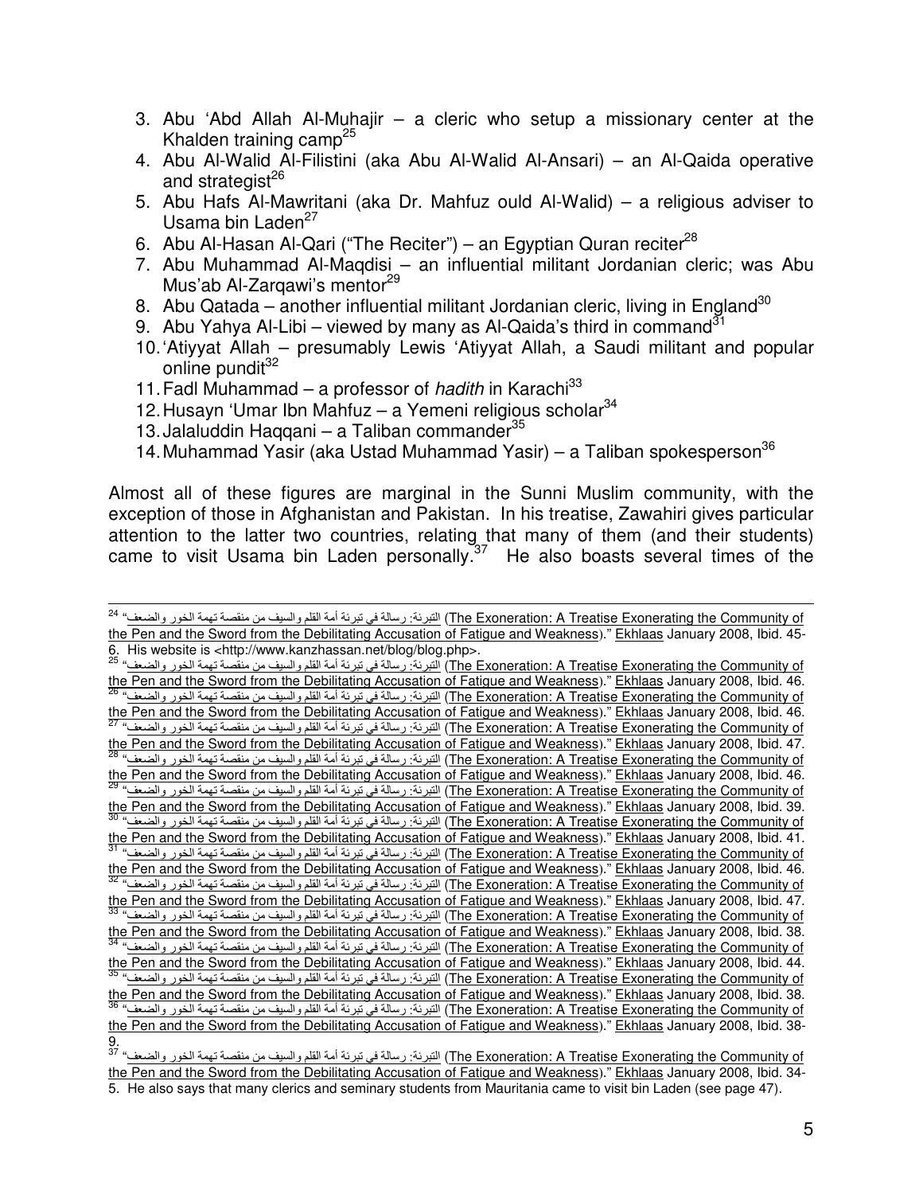3. Abu 'Abd Allah Al-Muhajir – a cleric who setup a missionary center at the Khalden training camp[25]
4. Abu Al-Walid Al-Filistini (aka Abu Al-Walid Al-Ansari) – an Al-Qaida operative and strategist[26]
5. Abu Hafs Al-Mawritani (aka Dr. Mahfuz ould Al-Walid) – a religious adviser to Usama bin Laden[27]
6. Abu Al-Hasan Al-Qari ("The Reciter") – an Egyptian Quran reciter[28]
7. Abu Muhammad Al-Maqdisi – an influential militant Jordanian cleric; was Abu Mus'ab Al-Zarqawi's mentor[29]
8. Abu Qatada – another influential militant Jordanian cleric, living in England[30]
9. Abu Yahya Al-Libi – viewed by many as Al-Qaida's third in command[31]
10. 'Atiyyat Allah – presumably Lewis 'Atiyyat Allah, a Saudi militant and popular online pundit[32]
11. Fadl Muhammad – a professor of *hadith* in Karachi[33]
12. Husayn 'Umar Ibn Mahfuz – a Yemeni religious scholar[34]
13. Jalaluddin Haqqani – a Taliban commander[35]
14. Muhammad Yasir (aka Ustad Muhammad Yasir) – a Taliban spokesperson[36]

Almost all of these figures are marginal in the Sunni Muslim community, with the exception of those in Afghanistan and Pakistan. In his treatise, Zawahiri gives particular attention to the latter two countries, relating that many of them (and their students) came to visit Usama bin Laden personally.[37] He also boasts several times of the

---

[24] "التبرئة: رسالة في تبرئة أمة القلم والسيف من منقصة تهمة الخور والضعف (The Exoneration: A Treatise Exonerating the Community of the Pen and the Sword from the Debilitating Accusation of Fatigue and Weakness)." Ekhlaas January 2008, Ibid. 45-6. His website is <http://www.kanzhassan.net/blog/blog.php>.

[25] "التبرئة: رسالة في تبرئة أمة القلم والسيف من منقصة تهمة الخور والضعف (The Exoneration: A Treatise Exonerating the Community of the Pen and the Sword from the Debilitating Accusation of Fatigue and Weakness)." Ekhlaas January 2008, Ibid. 46.

[26] "التبرئة: رسالة في تبرئة أمة القلم والسيف من منقصة تهمة الخور والضعف (The Exoneration: A Treatise Exonerating the Community of the Pen and the Sword from the Debilitating Accusation of Fatigue and Weakness)." Ekhlaas January 2008, Ibid. 46.

[27] "التبرئة: رسالة في تبرئة أمة القلم والسيف من منقصة تهمة الخور والضعف (The Exoneration: A Treatise Exonerating the Community of the Pen and the Sword from the Debilitating Accusation of Fatigue and Weakness)." Ekhlaas January 2008, Ibid. 47.

[28] "التبرئة: رسالة في تبرئة أمة القلم والسيف من منقصة تهمة الخور والضعف (The Exoneration: A Treatise Exonerating the Community of the Pen and the Sword from the Debilitating Accusation of Fatigue and Weakness)." Ekhlaas January 2008, Ibid. 46.

[29] "التبرئة: رسالة في تبرئة أمة القلم والسيف من منقصة تهمة الخور والضعف (The Exoneration: A Treatise Exonerating the Community of the Pen and the Sword from the Debilitating Accusation of Fatigue and Weakness)." Ekhlaas January 2008, Ibid. 39.

[30] "التبرئة: رسالة في تبرئة أمة القلم والسيف من منقصة تهمة الخور والضعف (The Exoneration: A Treatise Exonerating the Community of the Pen and the Sword from the Debilitating Accusation of Fatigue and Weakness)." Ekhlaas January 2008, Ibid. 41.

[31] "التبرئة: رسالة في تبرئة أمة القلم والسيف من منقصة تهمة الخور والضعف (The Exoneration: A Treatise Exonerating the Community of the Pen and the Sword from the Debilitating Accusation of Fatigue and Weakness)." Ekhlaas January 2008, Ibid. 46.

[32] "التبرئة: رسالة في تبرئة أمة القلم والسيف من منقصة تهمة الخور والضعف (The Exoneration: A Treatise Exonerating the Community of the Pen and the Sword from the Debilitating Accusation of Fatigue and Weakness)." Ekhlaas January 2008, Ibid. 47.

[33] "التبرئة: رسالة في تبرئة أمة القلم والسيف من منقصة تهمة الخور والضعف (The Exoneration: A Treatise Exonerating the Community of the Pen and the Sword from the Debilitating Accusation of Fatigue and Weakness)." Ekhlaas January 2008, Ibid. 38.

[34] "التبرئة: رسالة في تبرئة أمة القلم والسيف من منقصة تهمة الخور والضعف (The Exoneration: A Treatise Exonerating the Community of the Pen and the Sword from the Debilitating Accusation of Fatigue and Weakness)." Ekhlaas January 2008, Ibid. 44.

[35] "التبرئة: رسالة في تبرئة أمة القلم والسيف من منقصة تهمة الخور والضعف (The Exoneration: A Treatise Exonerating the Community of the Pen and the Sword from the Debilitating Accusation of Fatigue and Weakness)." Ekhlaas January 2008, Ibid. 38.

[36] "التبرئة: رسالة في تبرئة أمة القلم والسيف من منقصة تهمة الخور والضعف (The Exoneration: A Treatise Exonerating the Community of the Pen and the Sword from the Debilitating Accusation of Fatigue and Weakness)." Ekhlaas January 2008, Ibid. 38-9.

[37] "التبرئة: رسالة في تبرئة أمة القلم والسيف من منقصة تهمة الخور والضعف (The Exoneration: A Treatise Exonerating the Community of the Pen and the Sword from the Debilitating Accusation of Fatigue and Weakness)." Ekhlaas January 2008, Ibid. 34-5. He also says that many clerics and seminary students from Mauritania came to visit bin Laden (see page 47).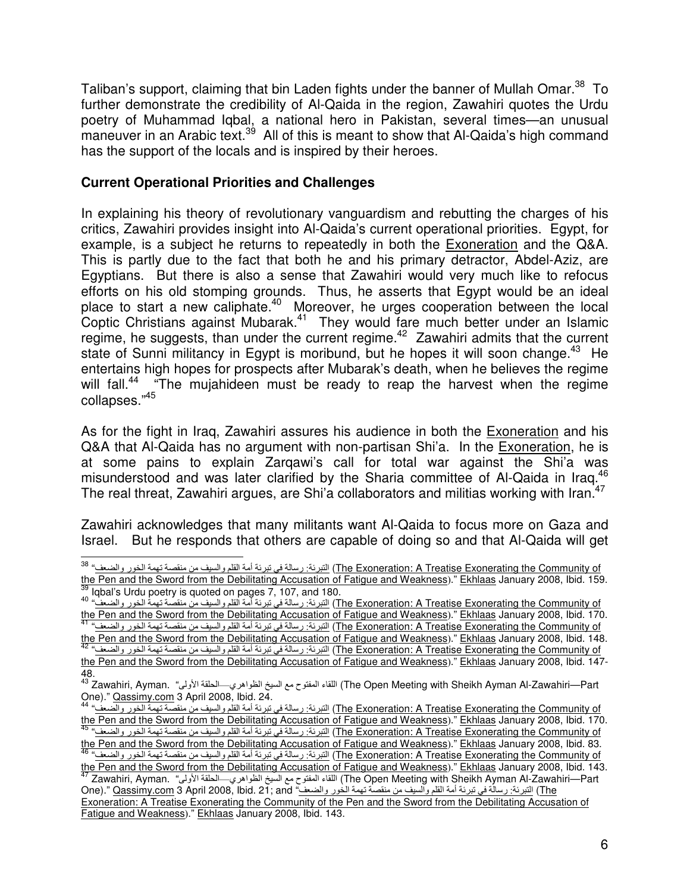Taliban's support, claiming that bin Laden fights under the banner of Mullah Omar.[38] To further demonstrate the credibility of Al-Qaida in the region, Zawahiri quotes the Urdu poetry of Muhammad Iqbal, a national hero in Pakistan, several times—an unusual maneuver in an Arabic text.[39] All of this is meant to show that Al-Qaida's high command has the support of the locals and is inspired by their heroes.

**Current Operational Priorities and Challenges**

In explaining his theory of revolutionary vanguardism and rebutting the charges of his critics, Zawahiri provides insight into Al-Qaida's current operational priorities. Egypt, for example, is a subject he returns to repeatedly in both the Exoneration and the Q&A. This is partly due to the fact that both he and his primary detractor, Abdel-Aziz, are Egyptians. But there is also a sense that Zawahiri would very much like to refocus efforts on his old stomping grounds. Thus, he asserts that Egypt would be an ideal place to start a new caliphate.[40] Moreover, he urges cooperation between the local Coptic Christians against Mubarak.[41] They would fare much better under an Islamic regime, he suggests, than under the current regime.[42] Zawahiri admits that the current state of Sunni militancy in Egypt is moribund, but he hopes it will soon change.[43] He entertains high hopes for prospects after Mubarak's death, when he believes the regime will fall.[44] "The mujahideen must be ready to reap the harvest when the regime collapses."[45]

As for the fight in Iraq, Zawahiri assures his audience in both the Exoneration and his Q&A that Al-Qaida has no argument with non-partisan Shi'a. In the Exoneration, he is at some pains to explain Zarqawi's call for total war against the Shi'a was misunderstood and was later clarified by the Sharia committee of Al-Qaida in Iraq.[46] The real threat, Zawahiri argues, are Shi'a collaborators and militias working with Iran.[47]

Zawahiri acknowledges that many militants want Al-Qaida to focus more on Gaza and Israel. But he responds that others are capable of doing so and that Al-Qaida will get

---

[38] "التبرئة: رسالة في تبرئة أمة القلم والسيف من منقصة تهمة الخور والضعف (The Exoneration: A Treatise Exonerating the Community of the Pen and the Sword from the Debilitating Accusation of Fatigue and Weakness)." Ekhlaas January 2008, Ibid. 159.

[39] Iqbal's Urdu poetry is quoted on pages 7, 107, and 180.

[40] "التبرئة: رسالة في تبرئة أمة القلم والسيف من منقصة تهمة الخور والضعف (The Exoneration: A Treatise Exonerating the Community of the Pen and the Sword from the Debilitating Accusation of Fatigue and Weakness)." Ekhlaas January 2008, Ibid. 170.

[41] "التبرئة: رسالة في تبرئة أمة القلم والسيف من منقصة تهمة الخور والضعف (The Exoneration: A Treatise Exonerating the Community of the Pen and the Sword from the Debilitating Accusation of Fatigue and Weakness)." Ekhlaas January 2008, Ibid. 148.

[42] "التبرئة: رسالة في تبرئة أمة القلم والسيف من منقصة تهمة الخور والضعف (The Exoneration: A Treatise Exonerating the Community of the Pen and the Sword from the Debilitating Accusation of Fatigue and Weakness)." Ekhlaas January 2008, Ibid. 147-48.

[43] Zawahiri, Ayman. "اللقاء المفتوح مع الشيخ الظواهري—الحلقة الأولى (The Open Meeting with Sheikh Ayman Al-Zawahiri—Part One)." Qassimy.com 3 April 2008, Ibid. 24.

[44] "التبرئة: رسالة في تبرئة أمة القلم والسيف من منقصة تهمة الخور والضعف (The Exoneration: A Treatise Exonerating the Community of the Pen and the Sword from the Debilitating Accusation of Fatigue and Weakness)." Ekhlaas January 2008, Ibid. 170.

[45] "التبرئة: رسالة في تبرئة أمة القلم والسيف من منقصة تهمة الخور والضعف (The Exoneration: A Treatise Exonerating the Community of the Pen and the Sword from the Debilitating Accusation of Fatigue and Weakness)." Ekhlaas January 2008, Ibid. 83.

[46] "التبرئة: رسالة في تبرئة أمة القلم والسيف من منقصة تهمة الخور والضعف (The Exoneration: A Treatise Exonerating the Community of the Pen and the Sword from the Debilitating Accusation of Fatigue and Weakness)." Ekhlaas January 2008, Ibid. 143.

[47] Zawahiri, Ayman. "اللقاء المفتوح مع الشيخ الظواهري—الحلقة الأولى (The Open Meeting with Sheikh Ayman Al-Zawahiri—Part One)." Qassimy.com 3 April 2008, Ibid. 21; and "التبرئة: رسالة في تبرئة أمة القلم والسيف من منقصة تهمة الخور والضعف (The Exoneration: A Treatise Exonerating the Community of the Pen and the Sword from the Debilitating Accusation of Fatigue and Weakness)." Ekhlaas January 2008, Ibid. 143.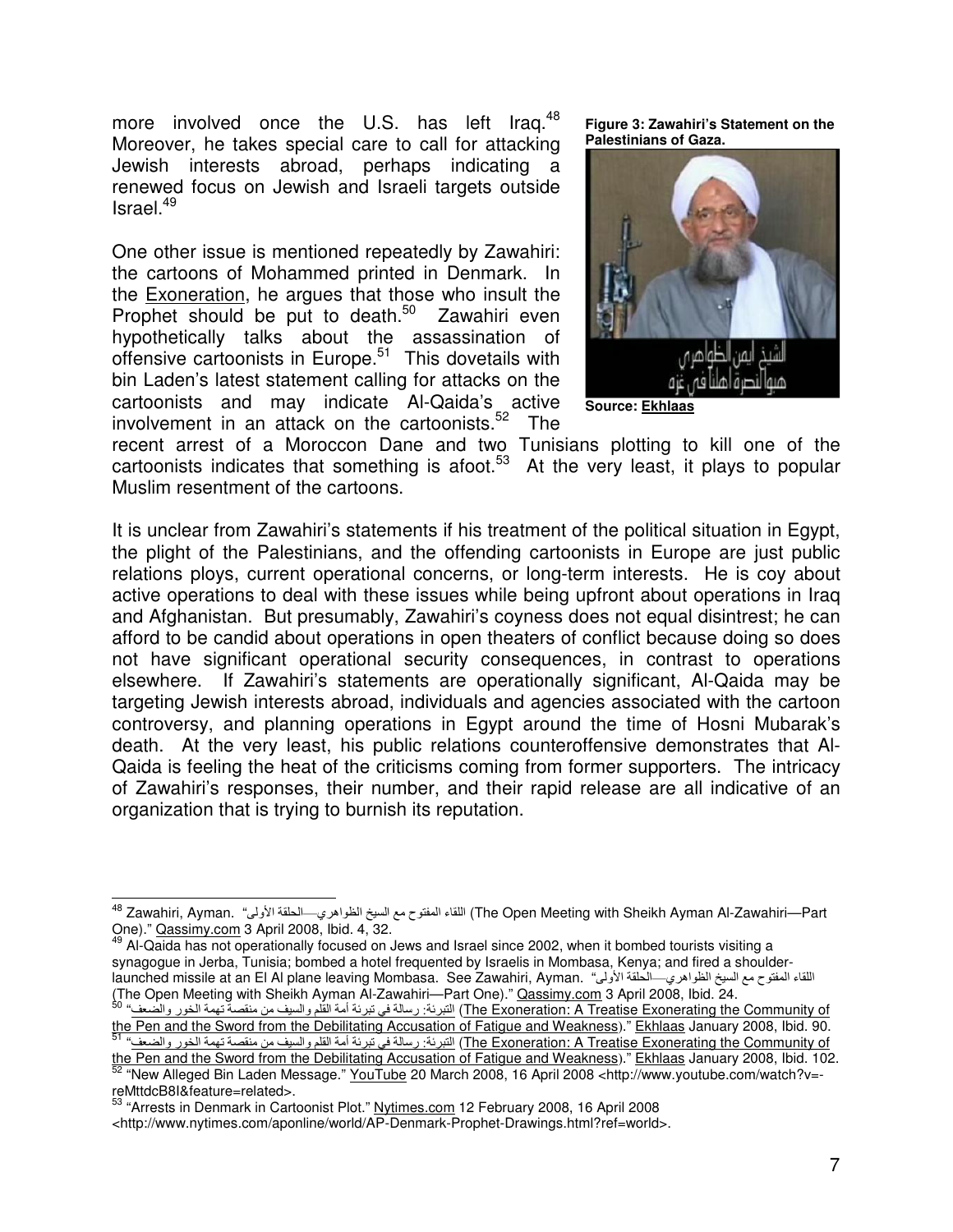more involved once the U.S. has left Iraq.[48] Moreover, he takes special care to call for attacking Jewish interests abroad, perhaps indicating a renewed focus on Jewish and Israeli targets outside Israel.[49]

**Figure 3: Zawahiri's Statement on the Palestinians of Gaza.**

**Source: Ekhlaas**

One other issue is mentioned repeatedly by Zawahiri: the cartoons of Mohammed printed in Denmark. In the Exoneration, he argues that those who insult the Prophet should be put to death.[50] Zawahiri even hypothetically talks about the assassination of offensive cartoonists in Europe.[51] This dovetails with bin Laden's latest statement calling for attacks on the cartoonists and may indicate Al-Qaida's active involvement in an attack on the cartoonists.[52] The recent arrest of a Moroccon Dane and two Tunisians plotting to kill one of the cartoonists indicates that something is afoot.[53] At the very least, it plays to popular Muslim resentment of the cartoons.

It is unclear from Zawahiri's statements if his treatment of the political situation in Egypt, the plight of the Palestinians, and the offending cartoonists in Europe are just public relations ploys, current operational concerns, or long-term interests. He is coy about active operations to deal with these issues while being upfront about operations in Iraq and Afghanistan. But presumably, Zawahiri's coyness does not equal disintrest; he can afford to be candid about operations in open theaters of conflict because doing so does not have significant operational security consequences, in contrast to operations elsewhere. If Zawahiri's statements are operationally significant, Al-Qaida may be targeting Jewish interests abroad, individuals and agencies associated with the cartoon controversy, and planning operations in Egypt around the time of Hosni Mubarak's death. At the very least, his public relations counteroffensive demonstrates that Al-Qaida is feeling the heat of the criticisms coming from former supporters. The intricacy of Zawahiri's responses, their number, and their rapid release are all indicative of an organization that is trying to burnish its reputation.

---

[48] Zawahiri, Ayman. "اللقاء المفتوح مع السيخ الظواهري—الحلقة الأولى (The Open Meeting with Sheikh Ayman Al-Zawahiri—Part One)." Qassimy.com 3 April 2008, Ibid. 4, 32.

[49] Al-Qaida has not operationally focused on Jews and Israel since 2002, when it bombed tourists visiting a synagogue in Jerba, Tunisia; bombed a hotel frequented by Israelis in Mombasa, Kenya; and fired a shoulder-launched missile at an El Al plane leaving Mombasa. See Zawahiri, Ayman. "اللقاء المفتوح مع السيخ الظواهري—الحلقة الأولى (The Open Meeting with Sheikh Ayman Al-Zawahiri—Part One)." Qassimy.com 3 April 2008, Ibid. 24.

[50] "التبرئة: رسالة في تبرئة أمة القلم والسيف من منقصة تهمة الخور والضعف (The Exoneration: A Treatise Exonerating the Community of the Pen and the Sword from the Debilitating Accusation of Fatigue and Weakness)." Ekhlaas January 2008, Ibid. 90.

[51] "التبرئة: رسالة في تبرئة أمة القلم والسيف من منقصة تهمة الخور والضعف (The Exoneration: A Treatise Exonerating the Community of the Pen and the Sword from the Debilitating Accusation of Fatigue and Weakness)." Ekhlaas January 2008, Ibid. 102.

[52] "New Alleged Bin Laden Message." YouTube 20 March 2008, 16 April 2008 <http://www.youtube.com/watch?v=-reMttdcB8I&feature=related>.

[53] "Arrests in Denmark in Cartoonist Plot." Nytimes.com 12 February 2008, 16 April 2008 <http://www.nytimes.com/aponline/world/AP-Denmark-Prophet-Drawings.html?ref=world>.